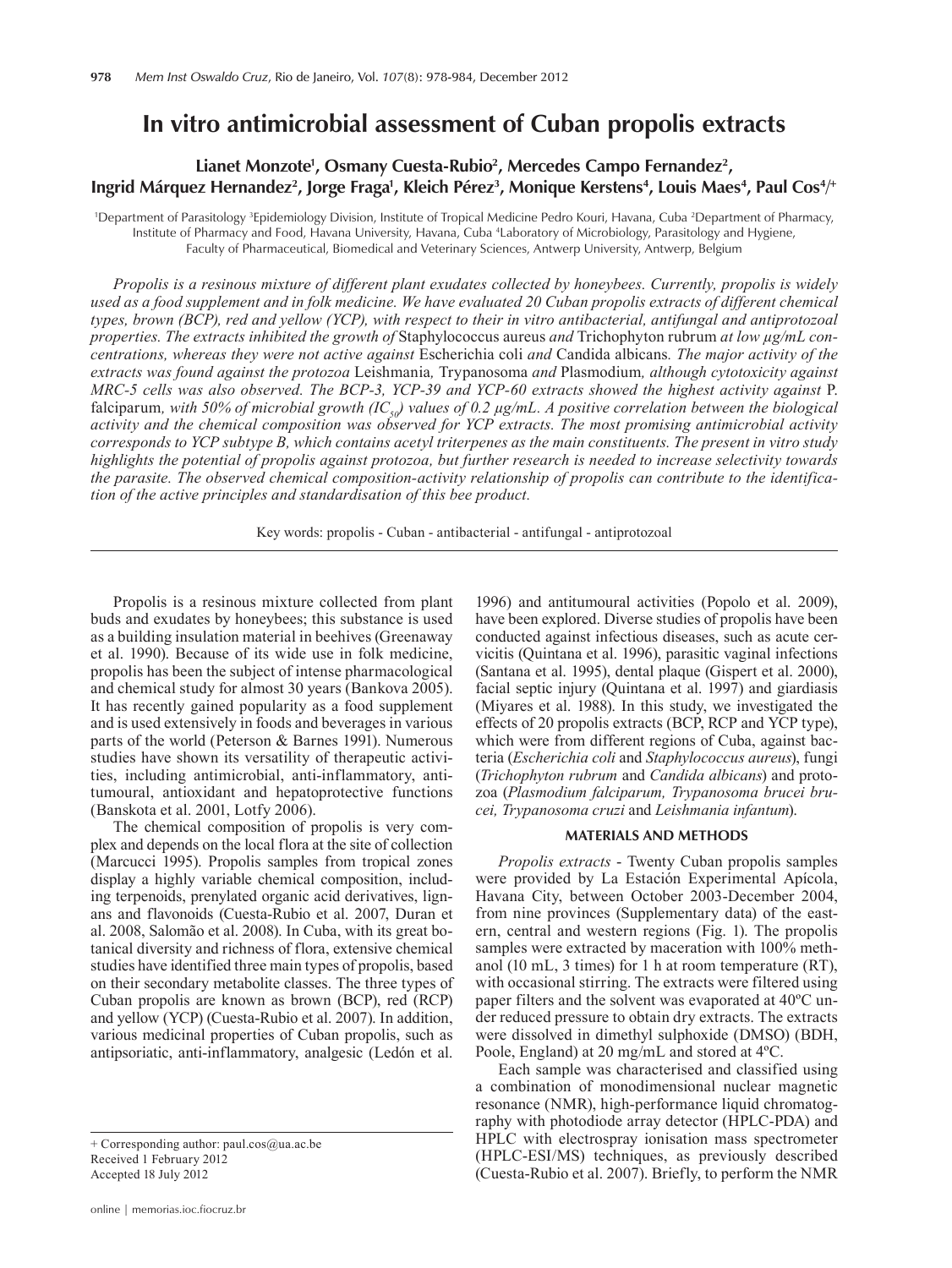# In vitro antimicrobial assessment of Cuban propolis extracts

**Lianet Monzote[1], Osmany Cuesta-Rubio[2], Mercedes Campo Fernandez[2], Ingrid Márquez Hernandez[2], Jorge Fraga[1], Kleich Pérez[3], Monique Kerstens[4], Louis Maes[4], Paul Cos[4/+]**

[1]Department of Parasitology [3]Epidemiology Division, Institute of Tropical Medicine Pedro Kouri, Havana, Cuba [2]Department of Pharmacy, Institute of Pharmacy and Food, Havana University, Havana, Cuba [4]Laboratory of Microbiology, Parasitology and Hygiene, Faculty of Pharmaceutical, Biomedical and Veterinary Sciences, Antwerp University, Antwerp, Belgium

*Propolis is a resinous mixture of different plant exudates collected by honeybees. Currently, propolis is widely used as a food supplement and in folk medicine. We have evaluated 20 Cuban propolis extracts of different chemical types, brown (BCP), red and yellow (YCP), with respect to their in vitro antibacterial, antifungal and antiprotozoal properties. The extracts inhibited the growth of* Staphylococcus aureus *and* Trichophyton rubrum *at low µg/mL concentrations, whereas they were not active against* Escherichia coli *and* Candida albicans*. The major activity of the extracts was found against the protozoa* Leishmania*,* Trypanosoma *and* Plasmodium*, although cytotoxicity against MRC-5 cells was also observed. The BCP-3, YCP-39 and YCP-60 extracts showed the highest activity against* P. falciparum*, with 50% of microbial growth ($IC_{50}$) values of 0.2 µg/mL. A positive correlation between the biological activity and the chemical composition was observed for YCP extracts. The most promising antimicrobial activity corresponds to YCP subtype B, which contains acetyl triterpenes as the main constituents. The present in vitro study highlights the potential of propolis against protozoa, but further research is needed to increase selectivity towards the parasite. The observed chemical composition-activity relationship of propolis can contribute to the identification of the active principles and standardisation of this bee product.*

Key words: propolis - Cuban - antibacterial - antifungal - antiprotozoal

Propolis is a resinous mixture collected from plant buds and exudates by honeybees; this substance is used as a building insulation material in beehives (Greenaway et al. 1990). Because of its wide use in folk medicine, propolis has been the subject of intense pharmacological and chemical study for almost 30 years (Bankova 2005). It has recently gained popularity as a food supplement and is used extensively in foods and beverages in various parts of the world (Peterson & Barnes 1991). Numerous studies have shown its versatility of therapeutic activities, including antimicrobial, anti-inflammatory, antitumoural, antioxidant and hepatoprotective functions (Banskota et al. 2001, Lotfy 2006).

The chemical composition of propolis is very complex and depends on the local flora at the site of collection (Marcucci 1995). Propolis samples from tropical zones display a highly variable chemical composition, including terpenoids, prenylated organic acid derivatives, lignans and flavonoids (Cuesta-Rubio et al. 2007, Duran et al. 2008, Salomão et al. 2008). In Cuba, with its great botanical diversity and richness of flora, extensive chemical studies have identified three main types of propolis, based on their secondary metabolite classes. The three types of Cuban propolis are known as brown (BCP), red (RCP) and yellow (YCP) (Cuesta-Rubio et al. 2007). In addition, various medicinal properties of Cuban propolis, such as antipsoriatic, anti-inflammatory, analgesic (Ledón et al. 1996) and antitumoural activities (Popolo et al. 2009), have been explored. Diverse studies of propolis have been conducted against infectious diseases, such as acute cervicitis (Quintana et al. 1996), parasitic vaginal infections (Santana et al. 1995), dental plaque (Gispert et al. 2000), facial septic injury (Quintana et al. 1997) and giardiasis (Miyares et al. 1988). In this study, we investigated the effects of 20 propolis extracts (BCP, RCP and YCP type), which were from different regions of Cuba, against bacteria (*Escherichia coli* and *Staphylococcus aureus*), fungi (*Trichophyton rubrum* and *Candida albicans*) and protozoa (*Plasmodium falciparum, Trypanosoma brucei brucei, Trypanosoma cruzi* and *Leishmania infantum*).

## MATERIALS AND METHODS

*Propolis extracts* - Twenty Cuban propolis samples were provided by La Estación Experimental Apícola, Havana City, between October 2003-December 2004, from nine provinces (Supplementary data) of the eastern, central and western regions (Fig. 1). The propolis samples were extracted by maceration with 100% methanol (10 mL, 3 times) for 1 h at room temperature (RT), with occasional stirring. The extracts were filtered using paper filters and the solvent was evaporated at 40ºC under reduced pressure to obtain dry extracts. The extracts were dissolved in dimethyl sulphoxide (DMSO) (BDH, Poole, England) at 20 mg/mL and stored at 4ºC.

Each sample was characterised and classified using a combination of monodimensional nuclear magnetic resonance (NMR), high-performance liquid chromatography with photodiode array detector (HPLC-PDA) and HPLC with electrospray ionisation mass spectrometer (HPLC-ESI/MS) techniques, as previously described (Cuesta-Rubio et al. 2007). Briefly, to perform the NMR

+ Corresponding author: paul.cos@ua.ac.be
Received 1 February 2012
Accepted 18 July 2012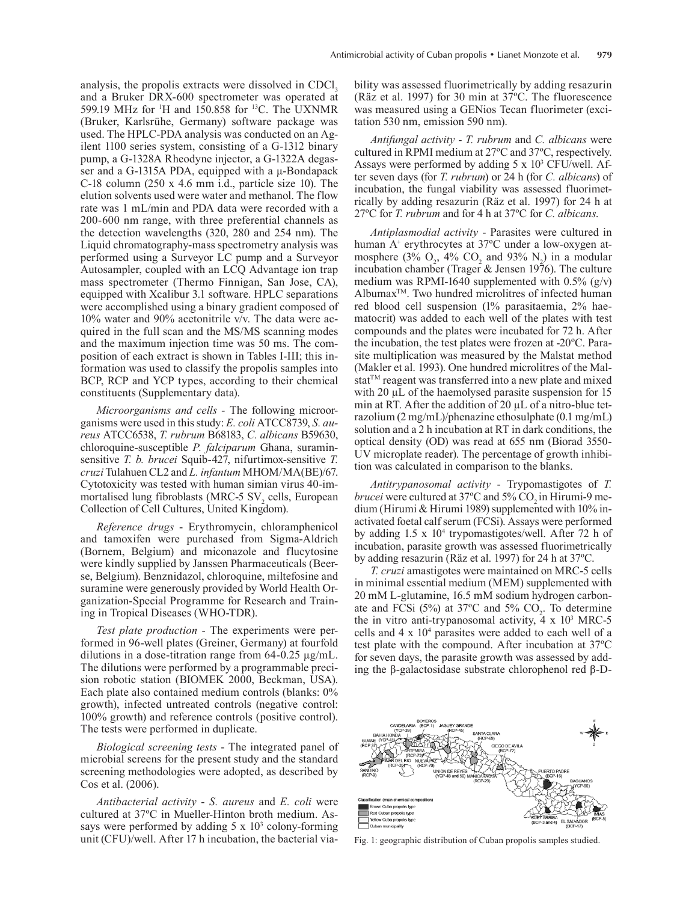analysis, the propolis extracts were dissolved in $CDCl_3$ and a Bruker DRX-600 spectrometer was operated at 599.19 MHz for $^{1}H$ and 150.858 for $^{13}C$. The UXNMR (Bruker, Karlsrühe, Germany) software package was used. The HPLC-PDA analysis was conducted on an Agilent 1100 series system, consisting of a G-1312 binary pump, a G-1328A Rheodyne injector, a G-1322A degasser and a G-1315A PDA, equipped with a μ-Bondapack C-18 column (250 x 4.6 mm i.d., particle size 10). The elution solvents used were water and methanol. The flow rate was 1 mL/min and PDA data were recorded with a 200-600 nm range, with three preferential channels as the detection wavelengths (320, 280 and 254 nm). The Liquid chromatography-mass spectrometry analysis was performed using a Surveyor LC pump and a Surveyor Autosampler, coupled with an LCQ Advantage ion trap mass spectrometer (Thermo Finnigan, San Jose, CA), equipped with Xcalibur 3.1 software. HPLC separations were accomplished using a binary gradient composed of 10% water and 90% acetonitrile v/v. The data were acquired in the full scan and the MS/MS scanning modes and the maximum injection time was 50 ms. The composition of each extract is shown in Tables I-III; this information was used to classify the propolis samples into BCP, RCP and YCP types, according to their chemical constituents (Supplementary data).

*Microorganisms and cells* - The following microorganisms were used in this study: *E. coli* ATCC8739, *S. aureus* ATCC6538, *T. rubrum* B68183, *C. albicans* B59630, chloroquine-susceptible *P. falciparum* Ghana, suramin-sensitive *T. b. brucei* Squib-427, nifurtimox-sensitive *T. cruzi* Tulahuen CL2 and *L. infantum* MHOM/MA(BE)/67. Cytotoxicity was tested with human simian virus 40-immortalised lung fibroblasts (MRC-5 $SV_2$ cells, European Collection of Cell Cultures, United Kingdom).

*Reference drugs* - Erythromycin, chloramphenicol and tamoxifen were purchased from Sigma-Aldrich (Bornem, Belgium) and miconazole and flucytosine were kindly supplied by Janssen Pharmaceuticals (Beerse, Belgium). Benznidazol, chloroquine, miltefosine and suramine were generously provided by World Health Organization-Special Programme for Research and Training in Tropical Diseases (WHO-TDR).

*Test plate production* - The experiments were performed in 96-well plates (Greiner, Germany) at fourfold dilutions in a dose-titration range from 64-0.25 μg/mL. The dilutions were performed by a programmable precision robotic station (BIOMEK 2000, Beckman, USA). Each plate also contained medium controls (blanks: 0% growth), infected untreated controls (negative control: 100% growth) and reference controls (positive control). The tests were performed in duplicate.

*Biological screening tests* - The integrated panel of microbial screens for the present study and the standard screening methodologies were adopted, as described by Cos et al. (2006).

*Antibacterial activity* - *S. aureus* and *E. coli* were cultured at 37ºC in Mueller-Hinton broth medium. Assays were performed by adding 5 x $10^3$ colony-forming unit (CFU)/well. After 17 h incubation, the bacterial viability was assessed fluorimetrically by adding resazurin (Räz et al. 1997) for 30 min at 37ºC. The fluorescence was measured using a GENios Tecan fluorimeter (excitation 530 nm, emission 590 nm).

*Antifungal activity* - *T. rubrum* and *C. albicans* were cultured in RPMI medium at 27ºC and 37ºC, respectively. Assays were performed by adding 5 x $10^3$ CFU/well. After seven days (for *T. rubrum*) or 24 h (for *C. albicans*) of incubation, the fungal viability was assessed fluorimetrically by adding resazurin (Räz et al. 1997) for 24 h at 27ºC for *T. rubrum* and for 4 h at 37ºC for *C. albicans*.

*Antiplasmodial activity* - Parasites were cultured in human $A^+$ erythrocytes at 37ºC under a low-oxygen atmosphere (3% $O_2$, 4% $CO_2$ and 93% $N_2$) in a modular incubation chamber (Trager & Jensen 1976). The culture medium was RPMI-1640 supplemented with 0.5% (g/v) Albumax™. Two hundred microlitres of infected human red blood cell suspension (1% parasitaemia, 2% haematocrit) was added to each well of the plates with test compounds and the plates were incubated for 72 h. After the incubation, the test plates were frozen at -20ºC. Parasite multiplication was measured by the Malstat method (Makler et al. 1993). One hundred microlitres of the Malstat™ reagent was transferred into a new plate and mixed with 20 μL of the haemolysed parasite suspension for 15 min at RT. After the addition of 20 μL of a nitro-blue tetrazolium (2 mg/mL)/phenazine ethosulphate (0.1 mg/mL) solution and a 2 h incubation at RT in dark conditions, the optical density (OD) was read at 655 nm (Biorad 3550-UV microplate reader). The percentage of growth inhibition was calculated in comparison to the blanks.

*Antitrypanosomal activity* - Trypomastigotes of *T. brucei* were cultured at 37ºC and 5% $CO_2$ in Hirumi-9 medium (Hirumi & Hirumi 1989) supplemented with 10% inactivated foetal calf serum (FCSi). Assays were performed by adding 1.5 x $10^4$ trypomastigotes/well. After 72 h of incubation, parasite growth was assessed fluorimetrically by adding resazurin (Räz et al. 1997) for 24 h at 37ºC.

*T. cruzi* amastigotes were maintained on MRC-5 cells in minimal essential medium (MEM) supplemented with 20 mM L-glutamine, 16.5 mM sodium hydrogen carbonate and FCSi (5%) at 37ºC and 5% $CO_2$. To determine the in vitro anti-trypanosomal activity, 4 x $10^3$ MRC-5 cells and 4 x $10^4$ parasites were added to each well of a test plate with the compound. After incubation at 37ºC for seven days, the parasite growth was assessed by adding the β-galactosidase substrate chlorophenol red β-D-

Fig. 1: geographic distribution of Cuban propolis samples studied.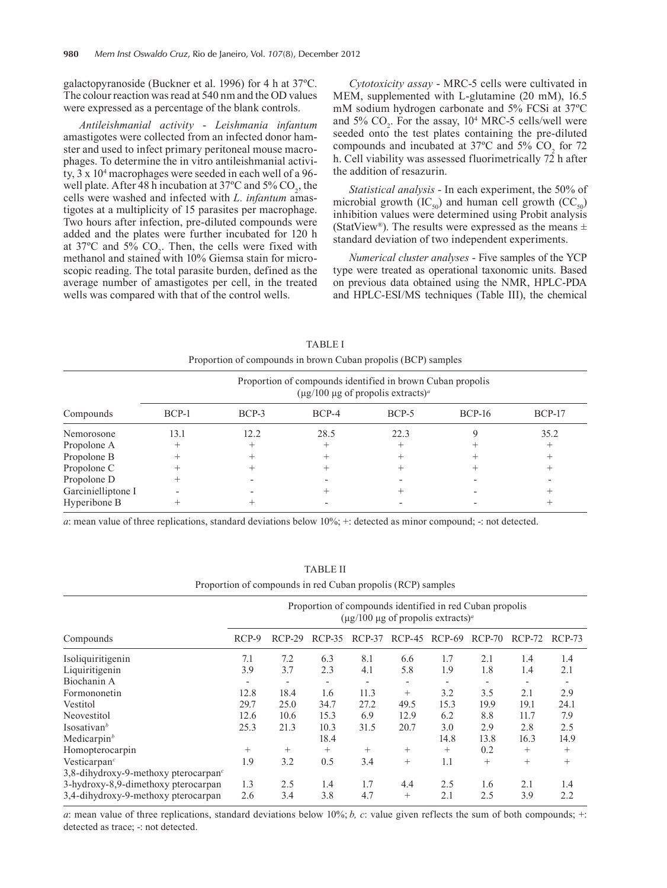galactopyranoside (Buckner et al. 1996) for 4 h at 37ºC. The colour reaction was read at 540 nm and the OD values were expressed as a percentage of the blank controls.

*Antileishmanial activity* - *Leishmania infantum* amastigotes were collected from an infected donor hamster and used to infect primary peritoneal mouse macrophages. To determine the in vitro antileishmanial activity, 3 x $10^4$ macrophages were seeded in each well of a 96-well plate. After 48 h incubation at 37ºC and 5% $CO_2$, the cells were washed and infected with *L. infantum* amastigotes at a multiplicity of 15 parasites per macrophage. Two hours after infection, pre-diluted compounds were added and the plates were further incubated for 120 h at 37ºC and 5% $CO_2$. Then, the cells were fixed with methanol and stained with 10% Giemsa stain for microscopic reading. The total parasite burden, defined as the average number of amastigotes per cell, in the treated wells was compared with that of the control wells.

*Cytotoxicity assay* - MRC-5 cells were cultivated in MEM, supplemented with L-glutamine (20 mM), 16.5 mM sodium hydrogen carbonate and 5% FCSi at 37ºC and 5% $CO_2$. For the assay, $10^4$ MRC-5 cells/well were seeded onto the test plates containing the pre-diluted compounds and incubated at 37ºC and 5% $CO_2$ for 72 h. Cell viability was assessed fluorimetrically 72 h after the addition of resazurin.

*Statistical analysis* - In each experiment, the 50% of microbial growth ($IC_{50}$) and human cell growth ($CC_{50}$) inhibition values were determined using Probit analysis (StatView®). The results were expressed as the means ± standard deviation of two independent experiments.

*Numerical cluster analyses* - Five samples of the YCP type were treated as operational taxonomic units. Based on previous data obtained using the NMR, HPLC-PDA and HPLC-ESI/MS techniques (Table III), the chemical

TABLE I

Proportion of compounds in brown Cuban propolis (BCP) samples

| Compounds | Proportion of compounds identified in brown Cuban propolis (µg/100 µg of propolis extracts)[a] | | | | | |
|---|---|---|---|---|---|---|
| | BCP-1 | BCP-3 | BCP-4 | BCP-5 | BCP-16 | BCP-17 |
| Nemorosone | 13.1 | 12.2 | 28.5 | 22.3 | 9 | 35.2 |
| Propolone A | + | + | + | + | + | + |
| Propolone B | + | + | + | + | + | + |
| Propolone C | + | + | + | + | + | + |
| Propolone D | + | - | - | - | - | - |
| Garcinielliptone I | - | - | + | + | - | + |
| Hyperibone B | + | + | - | - | - | + |

*a*: mean value of three replications, standard deviations below 10%; +: detected as minor compound; -: not detected.

TABLE II

Proportion of compounds in red Cuban propolis (RCP) samples

| Compounds | Proportion of compounds identified in red Cuban propolis (µg/100 µg of propolis extracts)[a] | | | | | | | | |
|---|---|---|---|---|---|---|---|---|---|
| | RCP-9 | RCP-29 | RCP-35 | RCP-37 | RCP-45 | RCP-69 | RCP-70 | RCP-72 | RCP-73 |
| Isoliquiritigenin | 7.1 | 7.2 | 6.3 | 8.1 | 6.6 | 1.7 | 2.1 | 1.4 | 1.4 |
| Liquiritigenin | 3.9 | 3.7 | 2.3 | 4.1 | 5.8 | 1.9 | 1.8 | 1.4 | 2.1 |
| Biochanin A | - | - | - | - | - | - | - | - | - |
| Formononetin | 12.8 | 18.4 | 1.6 | 11.3 | + | 3.2 | 3.5 | 2.1 | 2.9 |
| Vestitol | 29.7 | 25.0 | 34.7 | 27.2 | 49.5 | 15.3 | 19.9 | 19.1 | 24.1 |
| Neovestitol | 12.6 | 10.6 | 15.3 | 6.9 | 12.9 | 6.2 | 8.8 | 11.7 | 7.9 |
| Isosativan[b] | 25.3 | 21.3 | 10.3 | 31.5 | 20.7 | 3.0 | 2.9 | 2.8 | 2.5 |
| Medicarpin[b] | | | 18.4 | | | 14.8 | 13.8 | 16.3 | 14.9 |
| Homopterocarpin | + | + | + | + | + | + | 0.2 | + | + |
| Vesticarpan[c] | 1.9 | 3.2 | 0.5 | 3.4 | + | 1.1 | + | + | + |
| 3,8-dihydroxy-9-methoxy pterocarpan[c] | | | | | | | | | |
| 3-hydroxy-8,9-dimethoxy pterocarpan | 1.3 | 2.5 | 1.4 | 1.7 | 4.4 | 2.5 | 1.6 | 2.1 | 1.4 |
| 3,4-dihydroxy-9-methoxy pterocarpan | 2.6 | 3.4 | 3.8 | 4.7 | + | 2.1 | 2.5 | 3.9 | 2.2 |

*a*: mean value of three replications, standard deviations below 10%; *b, c*: value given reflects the sum of both compounds; +: detected as trace; -: not detected.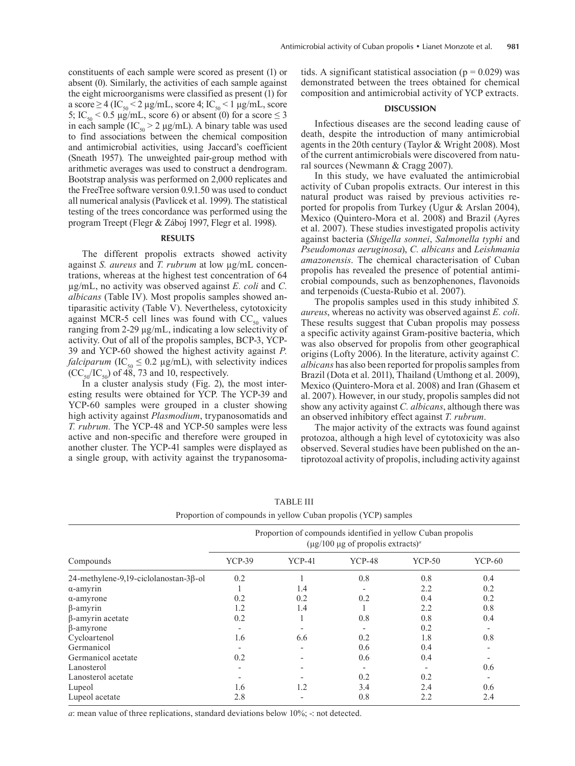constituents of each sample were scored as present (1) or absent (0). Similarly, the activities of each sample against the eight microorganisms were classified as present (1) for a score ≥ 4 ($IC_{50}$ < 2 µg/mL, score 4; $IC_{50}$ < 1 µg/mL, score 5; $IC_{50}$ < 0.5 µg/mL, score 6) or absent (0) for a score ≤ 3 in each sample ($IC_{50}$ > 2 µg/mL). A binary table was used to find associations between the chemical composition and antimicrobial activities, using Jaccard's coefficient (Sneath 1957). The unweighted pair-group method with arithmetic averages was used to construct a dendrogram. Bootstrap analysis was performed on 2,000 replicates and the FreeTree software version 0.9.1.50 was used to conduct all numerical analysis (Pavlicek et al. 1999). The statistical testing of the trees concordance was performed using the program Treept (Flegr & Záboj 1997, Flegr et al. 1998).

## RESULTS

The different propolis extracts showed activity against *S. aureus* and *T. rubrum* at low µg/mL concentrations, whereas at the highest test concentration of 64 µg/mL, no activity was observed against *E. coli* and *C. albicans* (Table IV). Most propolis samples showed antiparasitic activity (Table V). Nevertheless, cytotoxicity against MCR-5 cell lines was found with $CC_{50}$ values ranging from 2-29 µg/mL, indicating a low selectivity of activity. Out of all of the propolis samples, BCP-3, YCP-39 and YCP-60 showed the highest activity against *P. falciparum* ($IC_{50}$ ≤ 0.2 µg/mL), with selectivity indices ($CC_{50}/IC_{50}$) of 48, 73 and 10, respectively.

In a cluster analysis study (Fig. 2), the most interesting results were obtained for YCP. The YCP-39 and YCP-60 samples were grouped in a cluster showing high activity against *Plasmodium*, trypanosomatids and *T. rubrum*. The YCP-48 and YCP-50 samples were less active and non-specific and therefore were grouped in another cluster. The YCP-41 samples were displayed as a single group, with activity against the trypanosomatids. A significant statistical association (p = 0.029) was demonstrated between the trees obtained for chemical composition and antimicrobial activity of YCP extracts.

## DISCUSSION

Infectious diseases are the second leading cause of death, despite the introduction of many antimicrobial agents in the 20th century (Taylor & Wright 2008). Most of the current antimicrobials were discovered from natural sources (Newmann & Cragg 2007).

In this study, we have evaluated the antimicrobial activity of Cuban propolis extracts. Our interest in this natural product was raised by previous activities reported for propolis from Turkey (Ugur & Arslan 2004), Mexico (Quintero-Mora et al. 2008) and Brazil (Ayres et al. 2007). These studies investigated propolis activity against bacteria (*Shigella sonnei*, *Salmonella typhi* and *Pseudomonas aeruginosa*), *C. albicans* and *Leishmania amazonensis*. The chemical characterisation of Cuban propolis has revealed the presence of potential antimicrobial compounds, such as benzophenones, flavonoids and terpenoids (Cuesta-Rubio et al. 2007).

The propolis samples used in this study inhibited *S. aureus*, whereas no activity was observed against *E. coli*. These results suggest that Cuban propolis may possess a specific activity against Gram-positive bacteria, which was also observed for propolis from other geographical origins (Lofty 2006). In the literature, activity against *C. albicans* has also been reported for propolis samples from Brazil (Dota et al. 2011), Thailand (Umthong et al. 2009), Mexico (Quintero-Mora et al. 2008) and Iran (Ghasem et al. 2007). However, in our study, propolis samples did not show any activity against *C. albicans*, although there was an observed inhibitory effect against *T. rubrum*.

The major activity of the extracts was found against protozoa, although a high level of cytotoxicity was also observed. Several studies have been published on the antiprotozoal activity of propolis, including activity against

TABLE III

Proportion of compounds in yellow Cuban propolis (YCP) samples

| Compounds | Proportion of compounds identified in yellow Cuban propolis (µg/100 µg of propolis extracts)[a] | | | | |
|---|---|---|---|---|---|
| | YCP-39 | YCP-41 | YCP-48 | YCP-50 | YCP-60 |
| 24-methylene-9,19-ciclolanostan-3β-ol | 0.2 | 1 | 0.8 | 0.8 | 0.4 |
| α-amyrin | 1 | 1.4 | - | 2.2 | 0.2 |
| α-amyrone | 0.2 | 0.2 | 0.2 | 0.4 | 0.2 |
| β-amyrin | 1.2 | 1.4 | 1 | 2.2 | 0.8 |
| β-amyrin acetate | 0.2 | 1 | 0.8 | 0.8 | 0.4 |
| β-amyrone | - | - | - | 0.2 | - |
| Cycloartenol | 1.6 | 6.6 | 0.2 | 1.8 | 0.8 |
| Germanicol | - | - | 0.6 | 0.4 | - |
| Germanicol acetate | 0.2 | - | 0.6 | 0.4 | - |
| Lanosterol | - | - | - | - | 0.6 |
| Lanosterol acetate | - | - | 0.2 | 0.2 | - |
| Lupeol | 1.6 | 1.2 | 3.4 | 2.4 | 0.6 |
| Lupeol acetate | 2.8 | - | 0.8 | 2.2 | 2.4 |

*a*: mean value of three replications, standard deviations below 10%; -: not detected.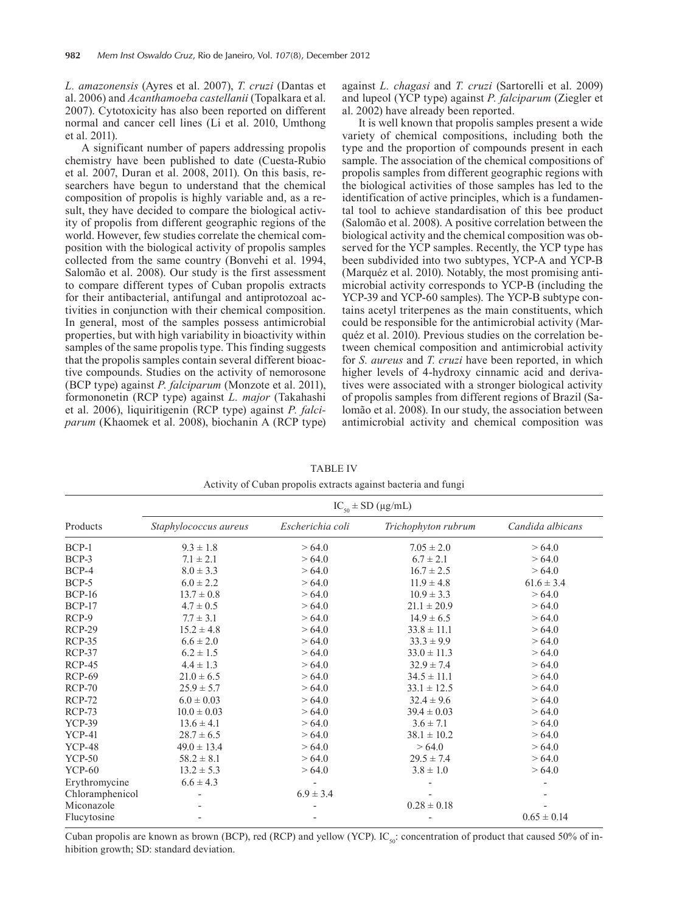*L. amazonensis* (Ayres et al. 2007), *T. cruzi* (Dantas et al. 2006) and *Acanthamoeba castellanii* (Topalkara et al. 2007). Cytotoxicity has also been reported on different normal and cancer cell lines (Li et al. 2010, Umthong et al. 2011).

A significant number of papers addressing propolis chemistry have been published to date (Cuesta-Rubio et al. 2007, Duran et al. 2008, 2011). On this basis, researchers have begun to understand that the chemical composition of propolis is highly variable and, as a result, they have decided to compare the biological activity of propolis from different geographic regions of the world. However, few studies correlate the chemical composition with the biological activity of propolis samples collected from the same country (Bonvehi et al. 1994, Salomão et al. 2008). Our study is the first assessment to compare different types of Cuban propolis extracts for their antibacterial, antifungal and antiprotozoal activities in conjunction with their chemical composition. In general, most of the samples possess antimicrobial properties, but with high variability in bioactivity within samples of the same propolis type. This finding suggests that the propolis samples contain several different bioactive compounds. Studies on the activity of nemorosone (BCP type) against *P. falciparum* (Monzote et al. 2011), formononetin (RCP type) against *L. major* (Takahashi et al. 2006), liquiritigenin (RCP type) against *P. falciparum* (Khaomek et al. 2008), biochanin A (RCP type) against *L. chagasi* and *T. cruzi* (Sartorelli et al. 2009) and lupeol (YCP type) against *P. falciparum* (Ziegler et al. 2002) have already been reported.

It is well known that propolis samples present a wide variety of chemical compositions, including both the type and the proportion of compounds present in each sample. The association of the chemical compositions of propolis samples from different geographic regions with the biological activities of those samples has led to the identification of active principles, which is a fundamental tool to achieve standardisation of this bee product (Salomão et al. 2008). A positive correlation between the biological activity and the chemical composition was observed for the YCP samples. Recently, the YCP type has been subdivided into two subtypes, YCP-A and YCP-B (Marquéz et al. 2010). Notably, the most promising antimicrobial activity corresponds to YCP-B (including the YCP-39 and YCP-60 samples). The YCP-B subtype contains acetyl triterpenes as the main constituents, which could be responsible for the antimicrobial activity (Marquéz et al. 2010). Previous studies on the correlation between chemical composition and antimicrobial activity for *S. aureus* and *T. cruzi* have been reported, in which higher levels of 4-hydroxy cinnamic acid and derivatives were associated with a stronger biological activity of propolis samples from different regions of Brazil (Salomão et al. 2008). In our study, the association between antimicrobial activity and chemical composition was

TABLE IV
Activity of Cuban propolis extracts against bacteria and fungi

| Products | $IC_{50} \pm$ SD (μg/mL) | | | |
|---|---|---|---|---|
| | *Staphylococcus aureus* | *Escherichia coli* | *Trichophyton rubrum* | *Candida albicans* |
| BCP-1 | 9.3 ± 1.8 | > 64.0 | 7.05 ± 2.0 | > 64.0 |
| BCP-3 | 7.1 ± 2.1 | > 64.0 | 6.7 ± 2.1 | > 64.0 |
| BCP-4 | 8.0 ± 3.3 | > 64.0 | 16.7 ± 2.5 | > 64.0 |
| BCP-5 | 6.0 ± 2.2 | > 64.0 | 11.9 ± 4.8 | 61.6 ± 3.4 |
| BCP-16 | 13.7 ± 0.8 | > 64.0 | 10.9 ± 3.3 | > 64.0 |
| BCP-17 | 4.7 ± 0.5 | > 64.0 | 21.1 ± 20.9 | > 64.0 |
| RCP-9 | 7.7 ± 3.1 | > 64.0 | 14.9 ± 6.5 | > 64.0 |
| RCP-29 | 15.2 ± 4.8 | > 64.0 | 33.8 ± 11.1 | > 64.0 |
| RCP-35 | 6.6 ± 2.0 | > 64.0 | 33.3 ± 9.9 | > 64.0 |
| RCP-37 | 6.2 ± 1.5 | > 64.0 | 33.0 ± 11.3 | > 64.0 |
| RCP-45 | 4.4 ± 1.3 | > 64.0 | 32.9 ± 7.4 | > 64.0 |
| RCP-69 | 21.0 ± 6.5 | > 64.0 | 34.5 ± 11.1 | > 64.0 |
| RCP-70 | 25.9 ± 5.7 | > 64.0 | 33.1 ± 12.5 | > 64.0 |
| RCP-72 | 6.0 ± 0.03 | > 64.0 | 32.4 ± 9.6 | > 64.0 |
| RCP-73 | 10.0 ± 0.03 | > 64.0 | 39.4 ± 0.03 | > 64.0 |
| YCP-39 | 13.6 ± 4.1 | > 64.0 | 3.6 ± 7.1 | > 64.0 |
| YCP-41 | 28.7 ± 6.5 | > 64.0 | 38.1 ± 10.2 | > 64.0 |
| YCP-48 | 49.0 ± 13.4 | > 64.0 | > 64.0 | > 64.0 |
| YCP-50 | 58.2 ± 8.1 | > 64.0 | 29.5 ± 7.4 | > 64.0 |
| YCP-60 | 13.2 ± 5.3 | > 64.0 | 3.8 ± 1.0 | > 64.0 |
| Erythromycine | 6.6 ± 4.3 | - | - | - |
| Chloramphenicol | - | 6.9 ± 3.4 | - | - |
| Miconazole | - | - | 0.28 ± 0.18 | - |
| Flucytosine | - | - | - | 0.65 ± 0.14 |

Cuban propolis are known as brown (BCP), red (RCP) and yellow (YCP). $IC_{50}$: concentration of product that caused 50% of inhibition growth; SD: standard deviation.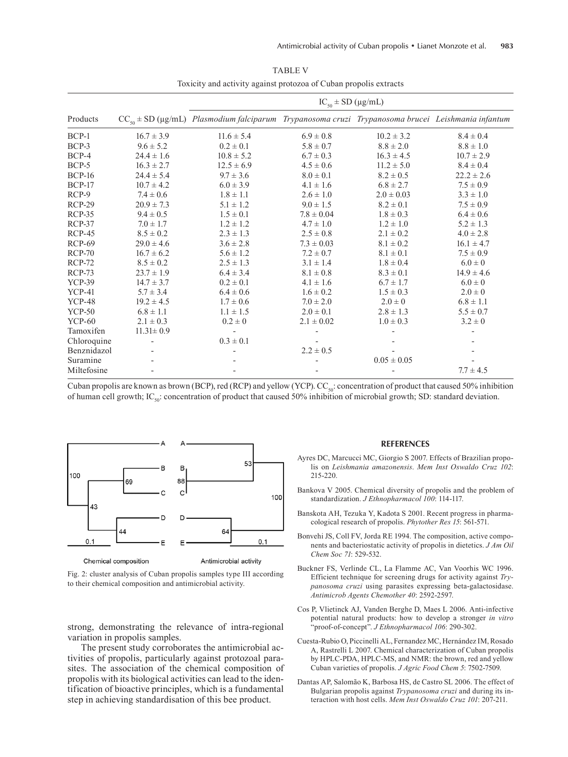TABLE V

Toxicity and activity against protozoa of Cuban propolis extracts

| Products | $CC_{50}$ ± SD (µg/mL) | $IC_{50}$ ± SD (µg/mL) | | | |
|---|---|---|---|---|---|
| | | *Plasmodium falciparum* | *Trypanosoma cruzi* | *Trypanosoma brucei* | *Leishmania infantum* |
| BCP-1 | 16.7 ± 3.9 | 11.6 ± 5.4 | 6.9 ± 0.8 | 10.2 ± 3.2 | 8.4 ± 0.4 |
| BCP-3 | 9.6 ± 5.2 | 0.2 ± 0.1 | 5.8 ± 0.7 | 8.8 ± 2.0 | 8.8 ± 1.0 |
| BCP-4 | 24.4 ± 1.6 | 10.8 ± 5.2 | 6.7 ± 0.3 | 16.3 ± 4.5 | 10.7 ± 2.9 |
| BCP-5 | 16.3 ± 2.7 | 12.5 ± 6.9 | 4.5 ± 0.6 | 11.2 ± 5.0 | 8.4 ± 0.4 |
| BCP-16 | 24.4 ± 5.4 | 9.7 ± 3.6 | 8.0 ± 0.1 | 8.2 ± 0.5 | 22.2 ± 2.6 |
| BCP-17 | 10.7 ± 4.2 | 6.0 ± 3.9 | 4.1 ± 1.6 | 6.8 ± 2.7 | 7.5 ± 0.9 |
| RCP-9 | 7.4 ± 0.6 | 1.8 ± 1.1 | 2.6 ± 1.0 | 2.0 ± 0.03 | 3.3 ± 1.0 |
| RCP-29 | 20.9 ± 7.3 | 5.1 ± 1.2 | 9.0 ± 1.5 | 8.2 ± 0.1 | 7.5 ± 0.9 |
| RCP-35 | 9.4 ± 0.5 | 1.5 ± 0.1 | 7.8 ± 0.04 | 1.8 ± 0.3 | 6.4 ± 0.6 |
| RCP-37 | 7.0 ± 1.7 | 1.2 ± 1.2 | 4.7 ± 1.0 | 1.2 ± 1.0 | 5.2 ± 1.3 |
| RCP-45 | 8.5 ± 0.2 | 2.3 ± 1.3 | 2.5 ± 0.8 | 2.1 ± 0.2 | 4.0 ± 2.8 |
| RCP-69 | 29.0 ± 4.6 | 3.6 ± 2.8 | 7.3 ± 0.03 | 8.1 ± 0.2 | 16.1 ± 4.7 |
| RCP-70 | 16.7 ± 6.2 | 5.6 ± 1.2 | 7.2 ± 0.7 | 8.1 ± 0.1 | 7.5 ± 0.9 |
| RCP-72 | 8.5 ± 0.2 | 2.5 ± 1.3 | 3.1 ± 1.4 | 1.8 ± 0.4 | 6.0 ± 0 |
| RCP-73 | 23.7 ± 1.9 | 6.4 ± 3.4 | 8.1 ± 0.8 | 8.3 ± 0.1 | 14.9 ± 4.6 |
| YCP-39 | 14.7 ± 3.7 | 0.2 ± 0.1 | 4.1 ± 1.6 | 6.7 ± 1.7 | 6.0 ± 0 |
| YCP-41 | 5.7 ± 3.4 | 6.4 ± 0.6 | 1.6 ± 0.2 | 1.5 ± 0.3 | 2.0 ± 0 |
| YCP-48 | 19.2 ± 4.5 | 1.7 ± 0.6 | 7.0 ± 2.0 | 2.0 ± 0 | 6.8 ± 1.1 |
| YCP-50 | 6.8 ± 1.1 | 1.1 ± 1.5 | 2.0 ± 0.1 | 2.8 ± 1.3 | 5.5 ± 0.7 |
| YCP-60 | 2.1 ± 0.3 | 0.2 ± 0 | 2.1 ± 0.02 | 1.0 ± 0.3 | 3.2 ± 0 |
| Tamoxifen | 11.31± 0.9 | - | - | - | - |
| Chloroquine | - | 0.3 ± 0.1 | - | - | - |
| Benznidazol | - | - | 2.2 ± 0.5 | - | - |
| Suramine | - | - | - | 0.05 ± 0.05 | - |
| Miltefosine | - | - | - | - | 7.7 ± 4.5 |

Cuban propolis are known as brown (BCP), red (RCP) and yellow (YCP). $CC_{50}$: concentration of product that caused 50% inhibition of human cell growth; $IC_{50}$: concentration of product that caused 50% inhibition of microbial growth; SD: standard deviation.

Fig. 2: cluster analysis of Cuban propolis samples type III according to their chemical composition and antimicrobial activity.

strong, demonstrating the relevance of intra-regional variation in propolis samples.

The present study corroborates the antimicrobial activities of propolis, particularly against protozoal parasites. The association of the chemical composition of propolis with its biological activities can lead to the identification of bioactive principles, which is a fundamental step in achieving standardisation of this bee product.

## REFERENCES

Ayres DC, Marcucci MC, Giorgio S 2007. Effects of Brazilian propolis on *Leishmania amazonensis*. *Mem Inst Oswaldo Cruz 102*: 215-220.

Bankova V 2005. Chemical diversity of propolis and the problem of standardization. *J Ethnopharmacol 100*: 114-117.

Banskota AH, Tezuka Y, Kadota S 2001. Recent progress in pharmacological research of propolis. *Phytother Res 15*: 561-571.

Bonvehi JS, Coll FV, Jorda RE 1994. The composition, active components and bacteriostatic activity of propolis in dietetics. *J Am Oil Chem Soc 71*: 529-532.

Buckner FS, Verlinde CL, La Flamme AC, Van Voorhis WC 1996. Efficient technique for screening drugs for activity against *Trypanosoma cruzi* using parasites expressing beta-galactosidase. *Antimicrob Agents Chemother 40*: 2592-2597.

Cos P, Vlietinck AJ, Vanden Berghe D, Maes L 2006. Anti-infective potential natural products: how to develop a stronger *in vitro* "proof-of-concept". *J Ethnopharmacol 106*: 290-302.

Cuesta-Rubio O, Piccinelli AL, Fernandez MC, Hernández IM, Rosado A, Rastrelli L 2007. Chemical characterization of Cuban propolis by HPLC-PDA, HPLC-MS, and NMR: the brown, red and yellow Cuban varieties of propolis. *J Agric Food Chem 5*: 7502-7509.

Dantas AP, Salomão K, Barbosa HS, de Castro SL 2006. The effect of Bulgarian propolis against *Trypanosoma cruzi* and during its interaction with host cells. *Mem Inst Oswaldo Cruz 101*: 207-211.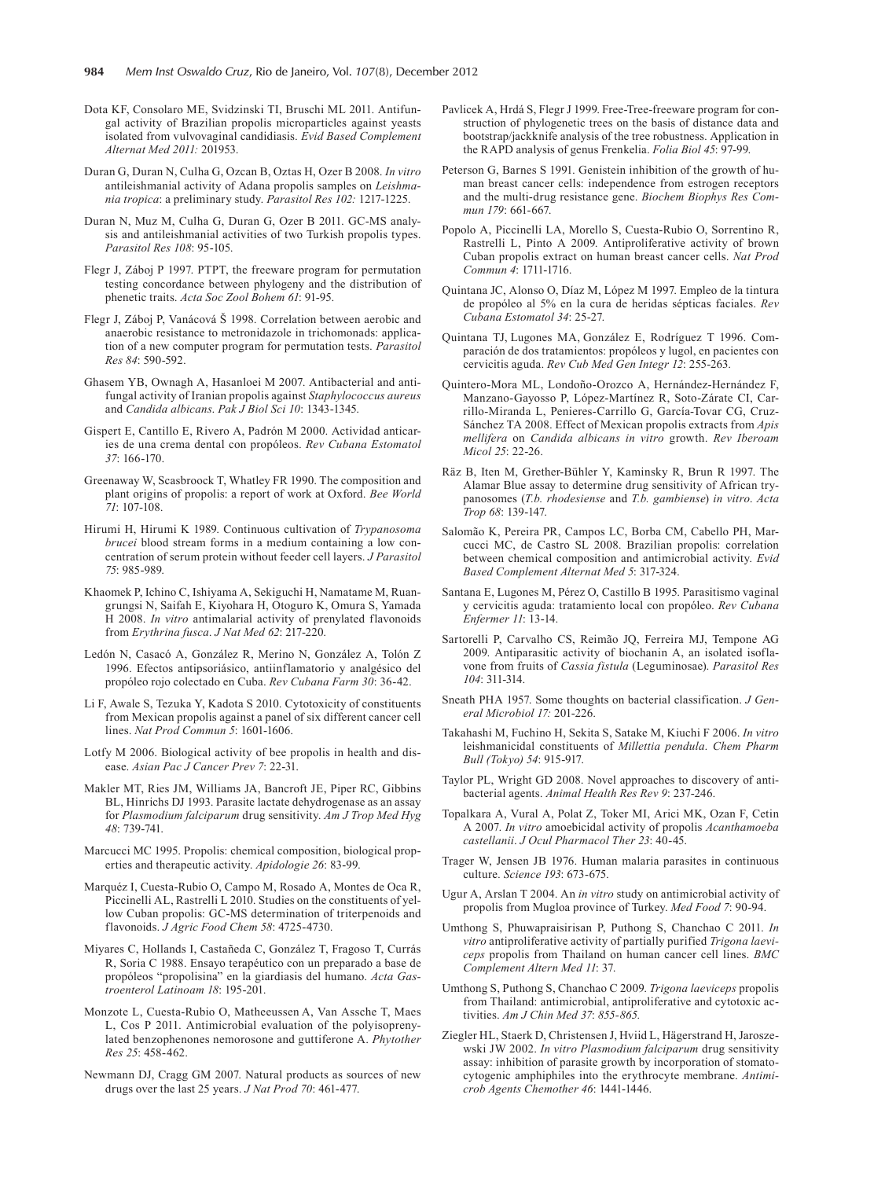Dota KF, Consolaro ME, Svidzinski TI, Bruschi ML 2011. Antifungal activity of Brazilian propolis microparticles against yeasts isolated from vulvovaginal candidiasis. *Evid Based Complement Alternat Med 2011:* 201953.

Duran G, Duran N, Culha G, Ozcan B, Oztas H, Ozer B 2008. *In vitro* antileishmanial activity of Adana propolis samples on *Leishmania tropica*: a preliminary study. *Parasitol Res 102:* 1217-1225.

Duran N, Muz M, Culha G, Duran G, Ozer B 2011. GC-MS analysis and antileishmanial activities of two Turkish propolis types. *Parasitol Res 108*: 95-105.

Flegr J, Záboj P 1997. PTPT, the freeware program for permutation testing concordance between phylogeny and the distribution of phenetic traits. *Acta Soc Zool Bohem 61*: 91-95.

Flegr J, Záboj P, Vanácová Š 1998. Correlation between aerobic and anaerobic resistance to metronidazole in trichomonads: application of a new computer program for permutation tests. *Parasitol Res 84*: 590-592.

Ghasem YB, Ownagh A, Hasanloei M 2007. Antibacterial and antifungal activity of Iranian propolis against *Staphylococcus aureus* and *Candida albicans*. *Pak J Biol Sci 10*: 1343-1345.

Gispert E, Cantillo E, Rivero A, Padrón M 2000. Actividad anticaries de una crema dental con propóleos. *Rev Cubana Estomatol 37*: 166-170.

Greenaway W, Scasbroock T, Whatley FR 1990. The composition and plant origins of propolis: a report of work at Oxford. *Bee World 71*: 107-108.

Hirumi H, Hirumi K 1989. Continuous cultivation of *Trypanosoma brucei* blood stream forms in a medium containing a low concentration of serum protein without feeder cell layers. *J Parasitol 75*: 985-989.

Khaomek P, Ichino C, Ishiyama A, Sekiguchi H, Namatame M, Ruangrungsi N, Saifah E, Kiyohara H, Otoguro K, Omura S, Yamada H 2008. *In vitro* antimalarial activity of prenylated flavonoids from *Erythrina fusca*. *J Nat Med 62*: 217-220.

Ledón N, Casacó A, González R, Merino N, González A, Tolón Z 1996. Efectos antipsoriásico, antiinflamatorio y analgésico del propóleo rojo colectado en Cuba. *Rev Cubana Farm 30*: 36-42.

Li F, Awale S, Tezuka Y, Kadota S 2010. Cytotoxicity of constituents from Mexican propolis against a panel of six different cancer cell lines. *Nat Prod Commun 5*: 1601-1606.

Lotfy M 2006. Biological activity of bee propolis in health and disease. *Asian Pac J Cancer Prev 7*: 22-31.

Makler MT, Ries JM, Williams JA, Bancroft JE, Piper RC, Gibbins BL, Hinrichs DJ 1993. Parasite lactate dehydrogenase as an assay for *Plasmodium falciparum* drug sensitivity. *Am J Trop Med Hyg 48*: 739-741.

Marcucci MC 1995. Propolis: chemical composition, biological properties and therapeutic activity. *Apidologie 26*: 83-99.

Marquéz I, Cuesta-Rubio O, Campo M, Rosado A, Montes de Oca R, Piccinelli AL, Rastrelli L 2010. Studies on the constituents of yellow Cuban propolis: GC-MS determination of triterpenoids and flavonoids. *J Agric Food Chem 58*: 4725-4730.

Miyares C, Hollands I, Castañeda C, González T, Fragoso T, Currás R, Soria C 1988. Ensayo terapéutico con un preparado a base de propóleos "propolisina" en la giardiasis del humano. *Acta Gastroenterol Latinoam 18*: 195-201.

Monzote L, Cuesta-Rubio O, Matheeussen A, Van Assche T, Maes L, Cos P 2011. Antimicrobial evaluation of the polyisoprenylated benzophenones nemorosone and guttiferone A. *Phytother Res 25*: 458-462.

Newmann DJ, Cragg GM 2007. Natural products as sources of new drugs over the last 25 years. *J Nat Prod 70*: 461-477.

Pavlicek A, Hrdá S, Flegr J 1999. Free-Tree-freeware program for construction of phylogenetic trees on the basis of distance data and bootstrap/jackknife analysis of the tree robustness. Application in the RAPD analysis of genus Frenkelia. *Folia Biol 45*: 97-99.

Peterson G, Barnes S 1991. Genistein inhibition of the growth of human breast cancer cells: independence from estrogen receptors and the multi-drug resistance gene. *Biochem Biophys Res Commun 179*: 661-667.

Popolo A, Piccinelli LA, Morello S, Cuesta-Rubio O, Sorrentino R, Rastrelli L, Pinto A 2009. Antiproliferative activity of brown Cuban propolis extract on human breast cancer cells. *Nat Prod Commun 4*: 1711-1716.

Quintana JC, Alonso O, Díaz M, López M 1997. Empleo de la tintura de propóleo al 5% en la cura de heridas sépticas faciales. *Rev Cubana Estomatol 34*: 25-27.

Quintana TJ, Lugones MA, González E, Rodríguez T 1996. Comparación de dos tratamientos: propóleos y lugol, en pacientes con cervicitis aguda. *Rev Cub Med Gen Integr 12*: 255-263.

Quintero-Mora ML, Londoño-Orozco A, Hernández-Hernández F, Manzano-Gayosso P, López-Martínez R, Soto-Zárate CI, Carrillo-Miranda L, Penieres-Carrillo G, García-Tovar CG, Cruz-Sánchez TA 2008. Effect of Mexican propolis extracts from *Apis mellifera* on *Candida albicans in vitro* growth. *Rev Iberoam Micol 25*: 22-26.

Räz B, Iten M, Grether-Bühler Y, Kaminsky R, Brun R 1997. The Alamar Blue assay to determine drug sensitivity of African trypanosomes (*T.b. rhodesiense* and *T.b. gambiense*) *in vitro*. *Acta Trop 68*: 139-147.

Salomão K, Pereira PR, Campos LC, Borba CM, Cabello PH, Marcucci MC, de Castro SL 2008. Brazilian propolis: correlation between chemical composition and antimicrobial activity. *Evid Based Complement Alternat Med 5*: 317-324.

Santana E, Lugones M, Pérez O, Castillo B 1995. Parasitismo vaginal y cervicitis aguda: tratamiento local con propóleo. *Rev Cubana Enfermer 11*: 13-14.

Sartorelli P, Carvalho CS, Reimão JQ, Ferreira MJ, Tempone AG 2009. Antiparasitic activity of biochanin A, an isolated isoflavone from fruits of *Cassia fistula* (Leguminosae). *Parasitol Res 104*: 311-314.

Sneath PHA 1957. Some thoughts on bacterial classification. *J General Microbiol 17:* 201-226.

Takahashi M, Fuchino H, Sekita S, Satake M, Kiuchi F 2006. *In vitro* leishmanicidal constituents of *Millettia pendula*. *Chem Pharm Bull (Tokyo) 54*: 915-917.

Taylor PL, Wright GD 2008. Novel approaches to discovery of antibacterial agents. *Animal Health Res Rev 9*: 237-246.

Topalkara A, Vural A, Polat Z, Toker MI, Arici MK, Ozan F, Cetin A 2007. *In vitro* amoebicidal activity of propolis *Acanthamoeba castellanii*. *J Ocul Pharmacol Ther 23*: 40-45.

Trager W, Jensen JB 1976. Human malaria parasites in continuous culture. *Science 193*: 673-675.

Ugur A, Arslan T 2004. An *in vitro* study on antimicrobial activity of propolis from Mugloa province of Turkey. *Med Food 7*: 90-94.

Umthong S, Phuwapraisirisan P, Puthong S, Chanchao C 2011. *In vitro* antiproliferative activity of partially purified *Trigona laeviceps* propolis from Thailand on human cancer cell lines. *BMC Complement Altern Med 11*: 37.

Umthong S, Puthong S, Chanchao C 2009. *Trigona laeviceps* propolis from Thailand: antimicrobial, antiproliferative and cytotoxic activities. *Am J Chin Med 37: 855-865.*

Ziegler HL, Staerk D, Christensen J, Hviid L, Hägerstrand H, Jaroszewski JW 2002. *In vitro Plasmodium falciparum* drug sensitivity assay: inhibition of parasite growth by incorporation of stomatocytogenic amphiphiles into the erythrocyte membrane. *Antimicrob Agents Chemother 46*: 1441-1446.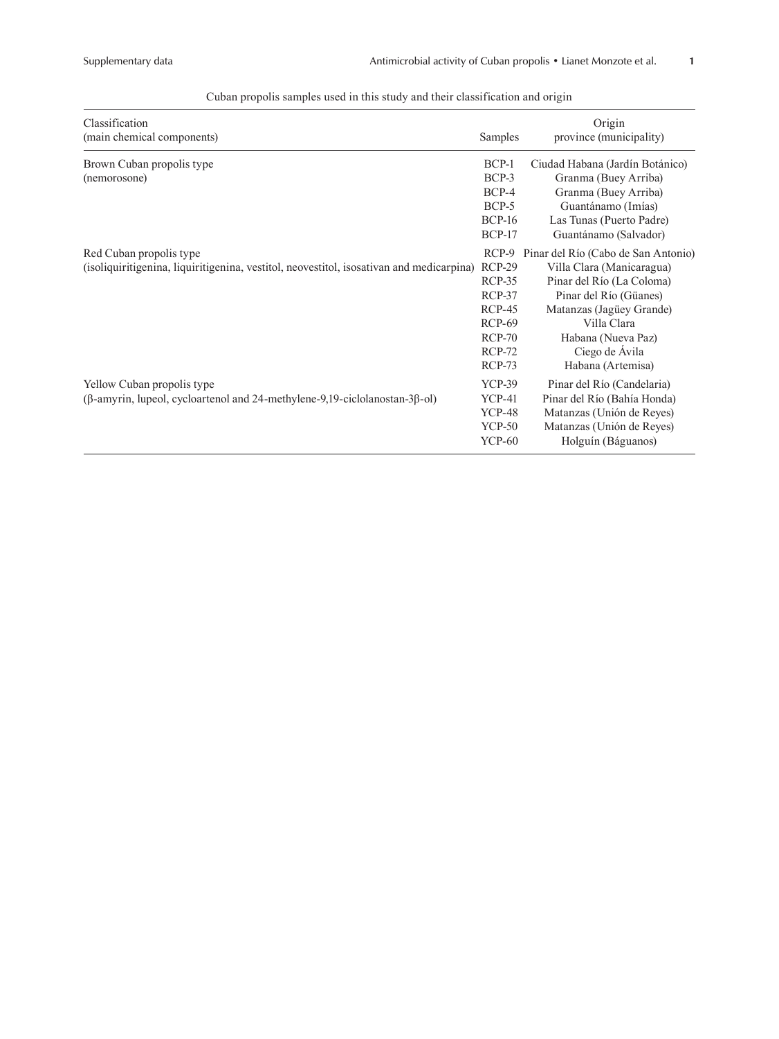Cuban propolis samples used in this study and their classification and origin

| Classification (main chemical components) | Samples | Origin province (municipality) |
|---|---|---|
| Brown Cuban propolis type (nemorosone) | BCP-1 | Ciudad Habana (Jardín Botánico) |
| | BCP-3 | Granma (Buey Arriba) |
| | BCP-4 | Granma (Buey Arriba) |
| | BCP-5 | Guantánamo (Imías) |
| | BCP-16 | Las Tunas (Puerto Padre) |
| | BCP-17 | Guantánamo (Salvador) |
| Red Cuban propolis type (isoliquiritigenina, liquiritigenina, vestitol, neovestitol, isosativan and medicarpina) | RCP-9 | Pinar del Río (Cabo de San Antonio) |
| | RCP-29 | Villa Clara (Manicaragua) |
| | RCP-35 | Pinar del Río (La Coloma) |
| | RCP-37 | Pinar del Río (Güanes) |
| | RCP-45 | Matanzas (Jagüey Grande) |
| | RCP-69 | Villa Clara |
| | RCP-70 | Habana (Nueva Paz) |
| | RCP-72 | Ciego de Ávila |
| | RCP-73 | Habana (Artemisa) |
| Yellow Cuban propolis type (β-amyrin, lupeol, cycloartenol and 24-methylene-9,19-ciclolanostan-3β-ol) | YCP-39 | Pinar del Río (Candelaria) |
| | YCP-41 | Pinar del Río (Bahía Honda) |
| | YCP-48 | Matanzas (Unión de Reyes) |
| | YCP-50 | Matanzas (Unión de Reyes) |
| | YCP-60 | Holguín (Báguanos) |